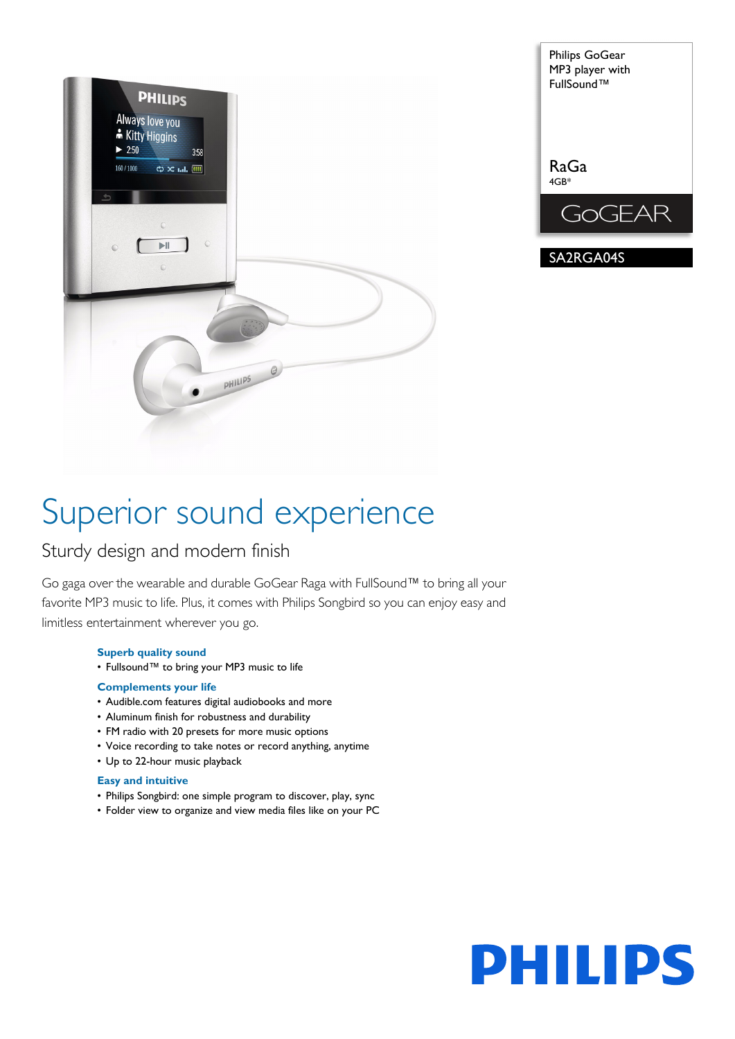Philips GoGear MP3 player with FullSound™

RaGa
4GB*

GoGEAR

SA2RGA04S

# Superior sound experience

## Sturdy design and modern finish

Go gaga over the wearable and durable GoGear Raga with FullSound™ to bring all your favorite MP3 music to life. Plus, it comes with Philips Songbird so you can enjoy easy and limitless entertainment wherever you go.

### Superb quality sound

- Fullsound™ to bring your MP3 music to life

### Complements your life

- Audible.com features digital audiobooks and more
- Aluminum finish for robustness and durability
- FM radio with 20 presets for more music options
- Voice recording to take notes or record anything, anytime
- Up to 22-hour music playback

### Easy and intuitive

- Philips Songbird: one simple program to discover, play, sync
- Folder view to organize and view media files like on your PC

PHILIPS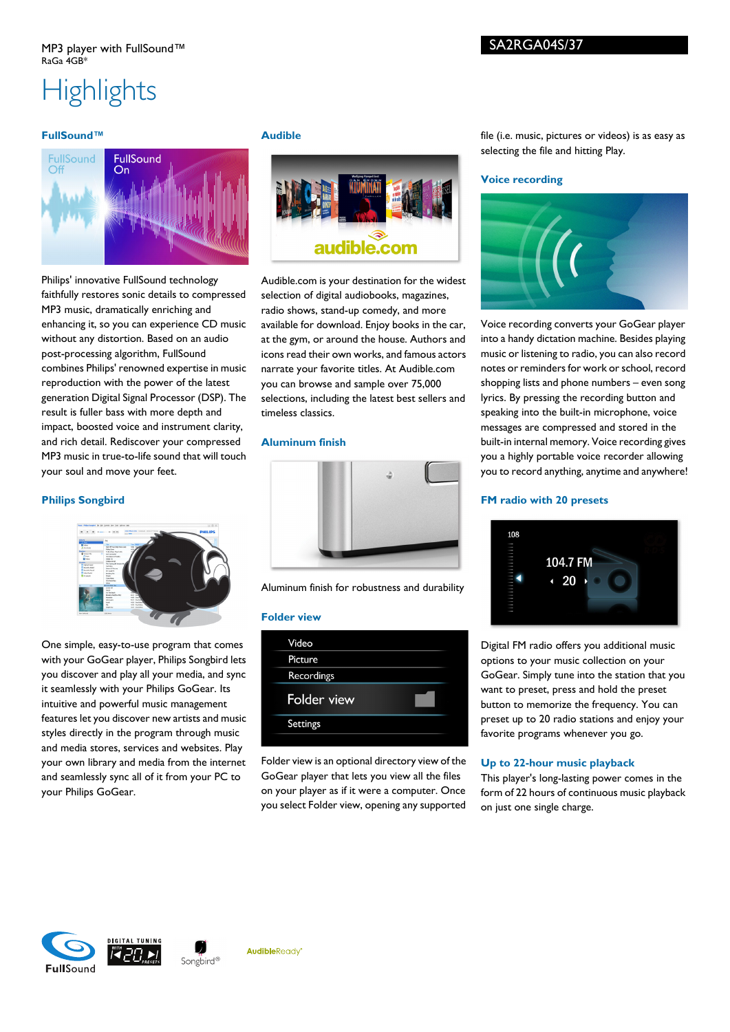MP3 player with FullSound™
RaGa 4GB*

SA2RGA04S/37

# Highlights

### FullSound™

Philips' innovative FullSound technology faithfully restores sonic details to compressed MP3 music, dramatically enriching and enhancing it, so you can experience CD music without any distortion. Based on an audio post-processing algorithm, FullSound combines Philips' renowned expertise in music reproduction with the power of the latest generation Digital Signal Processor (DSP). The result is fuller bass with more depth and impact, boosted voice and instrument clarity, and rich detail. Rediscover your compressed MP3 music in true-to-life sound that will touch your soul and move your feet.

### Philips Songbird

One simple, easy-to-use program that comes with your GoGear player, Philips Songbird lets you discover and play all your media, and sync it seamlessly with your Philips GoGear. Its intuitive and powerful music management features let you discover new artists and music styles directly in the program through music and media stores, services and websites. Play your own library and media from the internet and seamlessly sync all of it from your PC to your Philips GoGear.

### Audible

Audible.com is your destination for the widest selection of digital audiobooks, magazines, radio shows, stand-up comedy, and more available for download. Enjoy books in the car, at the gym, or around the house. Authors and icons read their own works, and famous actors narrate your favorite titles. At Audible.com you can browse and sample over 75,000 selections, including the latest best sellers and timeless classics.

### Aluminum finish

Aluminum finish for robustness and durability

### Folder view

Folder view is an optional directory view of the GoGear player that lets you view all the files on your player as if it were a computer. Once you select Folder view, opening any supported file (i.e. music, pictures or videos) is as easy as selecting the file and hitting Play.

### Voice recording

Voice recording converts your GoGear player into a handy dictation machine. Besides playing music or listening to radio, you can also record notes or reminders for work or school, record shopping lists and phone numbers – even song lyrics. By pressing the recording button and speaking into the built-in microphone, voice messages are compressed and stored in the built-in internal memory. Voice recording gives you a highly portable voice recorder allowing you to record anything, anytime and anywhere!

### FM radio with 20 presets

Digital FM radio offers you additional music options to your music collection on your GoGear. Simply tune into the station that you want to preset, press and hold the preset button to memorize the frequency. You can preset up to 20 radio stations and enjoy your favorite programs whenever you go.

### Up to 22-hour music playback

This player's long-lasting power comes in the form of 22 hours of continuous music playback on just one single charge.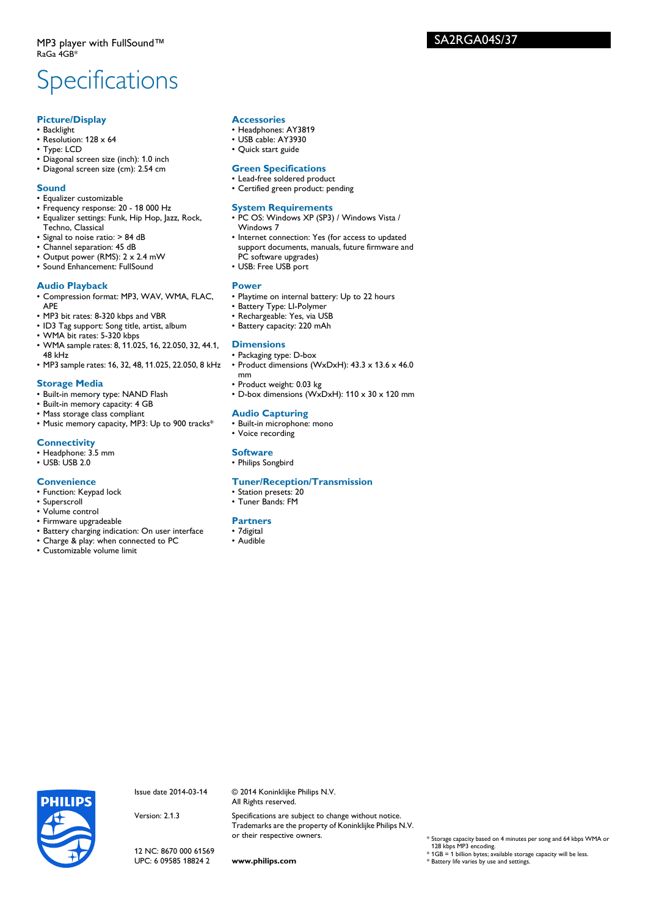MP3 player with FullSound™
RaGa 4GB*

SA2RGA04S/37

# Specifications

## Picture/Display
- Backlight
- Resolution: 128 x 64
- Type: LCD
- Diagonal screen size (inch): 1.0 inch
- Diagonal screen size (cm): 2.54 cm

## Sound
- Equalizer customizable
- Frequency response: 20 - 18 000 Hz
- Equalizer settings: Funk, Hip Hop, Jazz, Rock, Techno, Classical
- Signal to noise ratio: > 84 dB
- Channel separation: 45 dB
- Output power (RMS): 2 x 2.4 mW
- Sound Enhancement: FullSound

## Audio Playback
- Compression format: MP3, WAV, WMA, FLAC, APE
- MP3 bit rates: 8-320 kbps and VBR
- ID3 Tag support: Song title, artist, album
- WMA bit rates: 5-320 kbps
- WMA sample rates: 8, 11.025, 16, 22.050, 32, 44.1, 48 kHz
- MP3 sample rates: 16, 32, 48, 11.025, 22.050, 8 kHz

## Storage Media
- Built-in memory type: NAND Flash
- Built-in memory capacity: 4 GB
- Mass storage class compliant
- Music memory capacity, MP3: Up to 900 tracks*

## Connectivity
- Headphone: 3.5 mm
- USB: USB 2.0

## Convenience
- Function: Keypad lock
- Superscroll
- Volume control
- Firmware upgradeable
- Battery charging indication: On user interface
- Charge & play: when connected to PC
- Customizable volume limit

## Accessories
- Headphones: AY3819
- USB cable: AY3930
- Quick start guide

## Green Specifications
- Lead-free soldered product
- Certified green product: pending

## System Requirements
- PC OS: Windows XP (SP3) / Windows Vista / Windows 7
- Internet connection: Yes (for access to updated support documents, manuals, future firmware and PC software upgrades)
- USB: Free USB port

## Power
- Playtime on internal battery: Up to 22 hours
- Battery Type: LI-Polymer
- Rechargeable: Yes, via USB
- Battery capacity: 220 mAh

## Dimensions
- Packaging type: D-box
- Product dimensions (WxDxH): 43.3 x 13.6 x 46.0 mm
- Product weight: 0.03 kg
- D-box dimensions (WxDxH): 110 x 30 x 120 mm

## Audio Capturing
- Built-in microphone: mono
- Voice recording

## Software
- Philips Songbird

## Tuner/Reception/Transmission
- Station presets: 20
- Tuner Bands: FM

## Partners
- 7digital
- Audible

Issue date 2014-03-14

Version: 2.1.3

12 NC: 8670 000 61569
UPC: 6 09585 18824 2

© 2014 Koninklijke Philips N.V.
All Rights reserved.

Specifications are subject to change without notice. Trademarks are the property of Koninklijke Philips N.V. or their respective owners.

www.philips.com

\* Storage capacity based on 4 minutes per song and 64 kbps WMA or 128 kbps MP3 encoding.
\* 1GB = 1 billion bytes; available storage capacity will be less.
\* Battery life varies by use and settings.